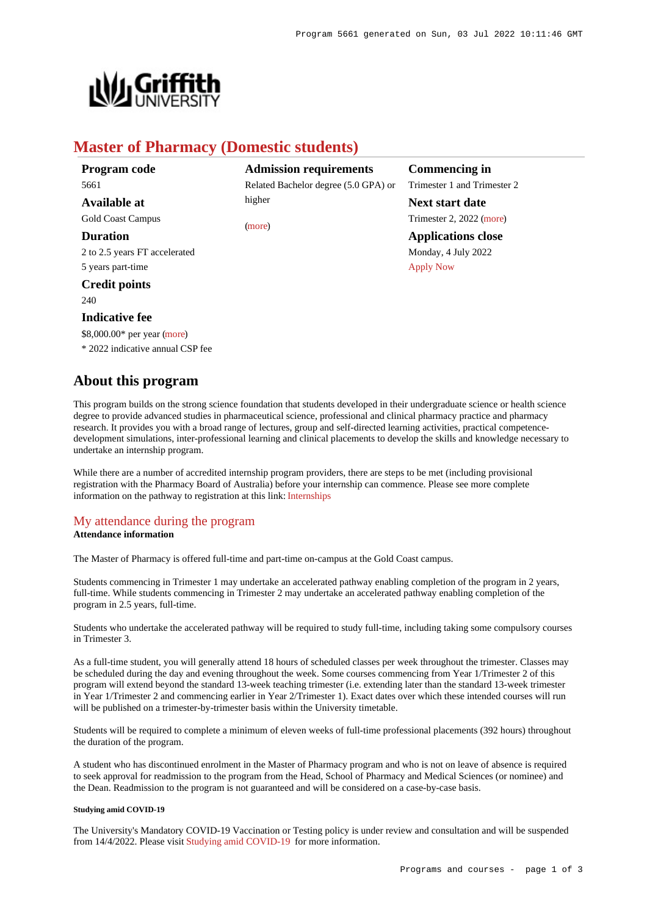# Master of Pharmacy (Domestic students)

**Program code**
5661

**Available at**
Gold Coast Campus

**Duration**
2 to 2.5 years FT accelerated
5 years part-time

**Credit points**
240

**Indicative fee**
$8,000.00* per year (more)
* 2022 indicative annual CSP fee

**Admission requirements**
Related Bachelor degree (5.0 GPA) or higher

(more)

**Commencing in**
Trimester 1 and Trimester 2

**Next start date**
Trimester 2, 2022 (more)

**Applications close**
Monday, 4 July 2022
Apply Now

## About this program

This program builds on the strong science foundation that students developed in their undergraduate science or health science degree to provide advanced studies in pharmaceutical science, professional and clinical pharmacy practice and pharmacy research. It provides you with a broad range of lectures, group and self-directed learning activities, practical competence-development simulations, inter-professional learning and clinical placements to develop the skills and knowledge necessary to undertake an internship program.

While there are a number of accredited internship program providers, there are steps to be met (including provisional registration with the Pharmacy Board of Australia) before your internship can commence. Please see more complete information on the pathway to registration at this link: Internships

### My attendance during the program

**Attendance information**

The Master of Pharmacy is offered full-time and part-time on-campus at the Gold Coast campus.

Students commencing in Trimester 1 may undertake an accelerated pathway enabling completion of the program in 2 years, full-time. While students commencing in Trimester 2 may undertake an accelerated pathway enabling completion of the program in 2.5 years, full-time.

Students who undertake the accelerated pathway will be required to study full-time, including taking some compulsory courses in Trimester 3.

As a full-time student, you will generally attend 18 hours of scheduled classes per week throughout the trimester. Classes may be scheduled during the day and evening throughout the week. Some courses commencing from Year 1/Trimester 2 of this program will extend beyond the standard 13-week teaching trimester (i.e. extending later than the standard 13-week trimester in Year 1/Trimester 2 and commencing earlier in Year 2/Trimester 1). Exact dates over which these intended courses will run will be published on a trimester-by-trimester basis within the University timetable.

Students will be required to complete a minimum of eleven weeks of full-time professional placements (392 hours) throughout the duration of the program.

A student who has discontinued enrolment in the Master of Pharmacy program and who is not on leave of absence is required to seek approval for readmission to the program from the Head, School of Pharmacy and Medical Sciences (or nominee) and the Dean. Readmission to the program is not guaranteed and will be considered on a case-by-case basis.

###### Studying amid COVID-19

The University's Mandatory COVID-19 Vaccination or Testing policy is under review and consultation and will be suspended from 14/4/2022. Please visit Studying amid COVID-19 for more information.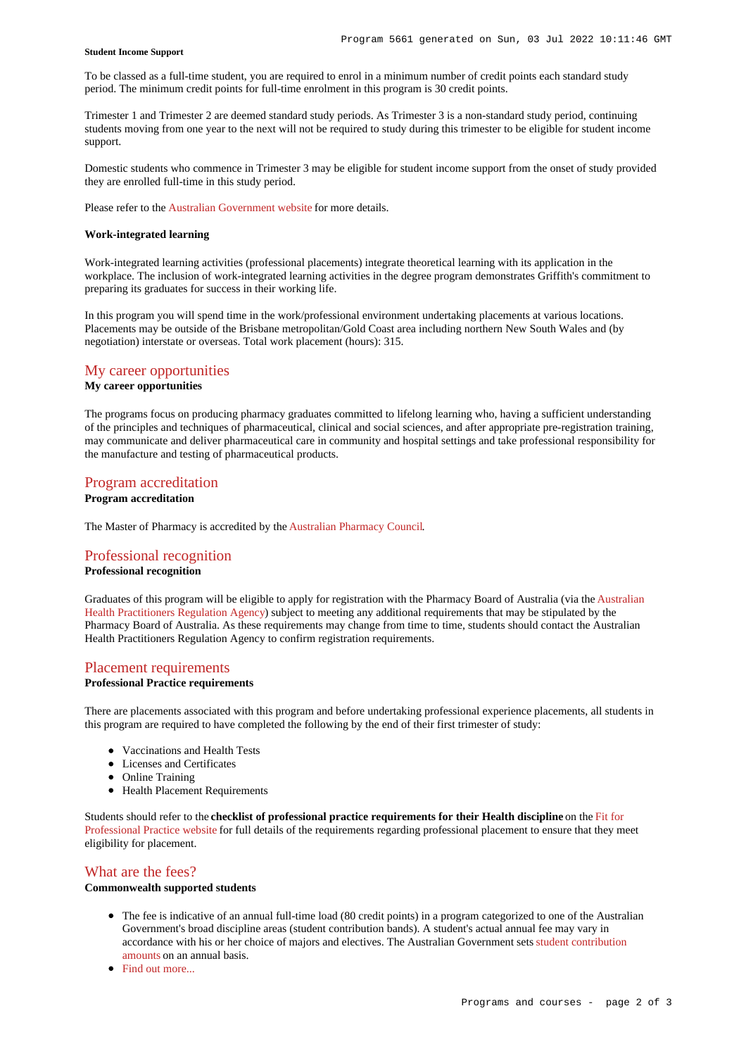**Student Income Support**

To be classed as a full-time student, you are required to enrol in a minimum number of credit points each standard study period. The minimum credit points for full-time enrolment in this program is 30 credit points.

Trimester 1 and Trimester 2 are deemed standard study periods. As Trimester 3 is a non-standard study period, continuing students moving from one year to the next will not be required to study during this trimester to be eligible for student income support.

Domestic students who commence in Trimester 3 may be eligible for student income support from the onset of study provided they are enrolled full-time in this study period.

Please refer to the Australian Government website for more details.

**Work-integrated learning**

Work-integrated learning activities (professional placements) integrate theoretical learning with its application in the workplace. The inclusion of work-integrated learning activities in the degree program demonstrates Griffith's commitment to preparing its graduates for success in their working life.

In this program you will spend time in the work/professional environment undertaking placements at various locations. Placements may be outside of the Brisbane metropolitan/Gold Coast area including northern New South Wales and (by negotiation) interstate or overseas. Total work placement (hours): 315.

## My career opportunities

**My career opportunities**

The programs focus on producing pharmacy graduates committed to lifelong learning who, having a sufficient understanding of the principles and techniques of pharmaceutical, clinical and social sciences, and after appropriate pre-registration training, may communicate and deliver pharmaceutical care in community and hospital settings and take professional responsibility for the manufacture and testing of pharmaceutical products.

## Program accreditation

**Program accreditation**

The Master of Pharmacy is accredited by the Australian Pharmacy Council.

## Professional recognition

**Professional recognition**

Graduates of this program will be eligible to apply for registration with the Pharmacy Board of Australia (via the Australian Health Practitioners Regulation Agency) subject to meeting any additional requirements that may be stipulated by the Pharmacy Board of Australia. As these requirements may change from time to time, students should contact the Australian Health Practitioners Regulation Agency to confirm registration requirements.

## Placement requirements

**Professional Practice requirements**

There are placements associated with this program and before undertaking professional experience placements, all students in this program are required to have completed the following by the end of their first trimester of study:

- Vaccinations and Health Tests
- Licenses and Certificates
- Online Training
- Health Placement Requirements

Students should refer to the **checklist of professional practice requirements for their Health discipline** on the Fit for Professional Practice website for full details of the requirements regarding professional placement to ensure that they meet eligibility for placement.

## What are the fees?

**Commonwealth supported students**

- The fee is indicative of an annual full-time load (80 credit points) in a program categorized to one of the Australian Government's broad discipline areas (student contribution bands). A student's actual annual fee may vary in accordance with his or her choice of majors and electives. The Australian Government sets student contribution amounts on an annual basis.
- Find out more...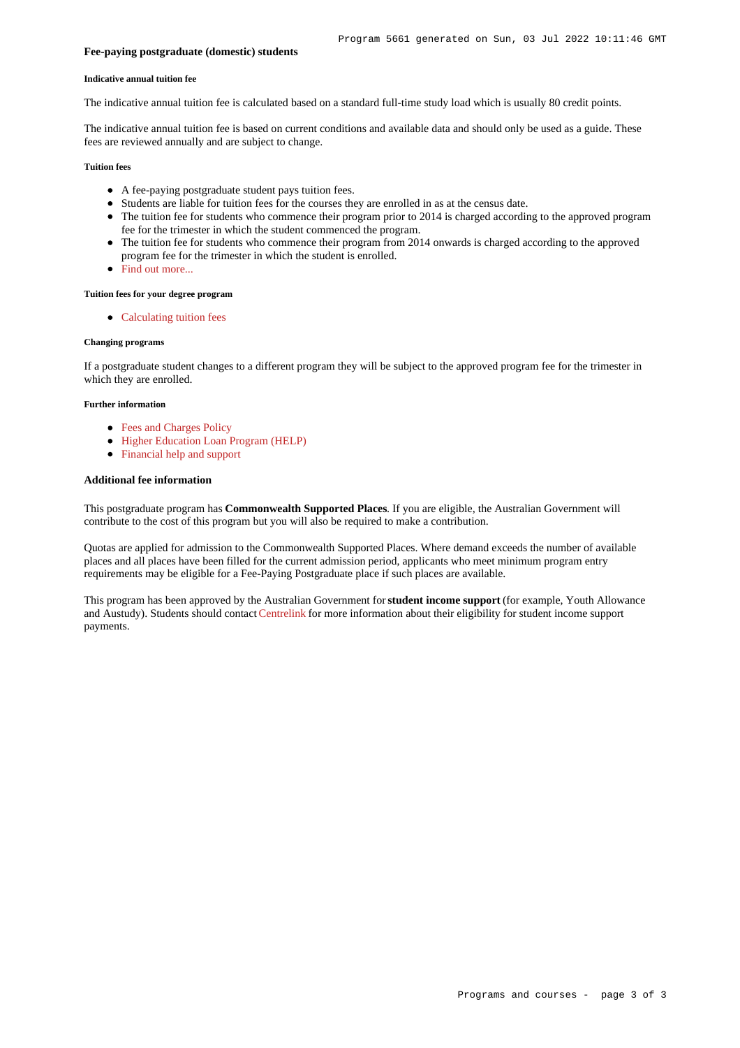### Fee-paying postgraduate (domestic) students

#### Indicative annual tuition fee

The indicative annual tuition fee is calculated based on a standard full-time study load which is usually 80 credit points.

The indicative annual tuition fee is based on current conditions and available data and should only be used as a guide. These fees are reviewed annually and are subject to change.

#### Tuition fees

- A fee-paying postgraduate student pays tuition fees.
- Students are liable for tuition fees for the courses they are enrolled in as at the census date.
- The tuition fee for students who commence their program prior to 2014 is charged according to the approved program fee for the trimester in which the student commenced the program.
- The tuition fee for students who commence their program from 2014 onwards is charged according to the approved program fee for the trimester in which the student is enrolled.
- Find out more...

#### Tuition fees for your degree program

- Calculating tuition fees

#### Changing programs

If a postgraduate student changes to a different program they will be subject to the approved program fee for the trimester in which they are enrolled.

#### Further information

- Fees and Charges Policy
- Higher Education Loan Program (HELP)
- Financial help and support

### Additional fee information

This postgraduate program has **Commonwealth Supported Places**. If you are eligible, the Australian Government will contribute to the cost of this program but you will also be required to make a contribution.

Quotas are applied for admission to the Commonwealth Supported Places. Where demand exceeds the number of available places and all places have been filled for the current admission period, applicants who meet minimum program entry requirements may be eligible for a Fee-Paying Postgraduate place if such places are available.

This program has been approved by the Australian Government for **student income support** (for example, Youth Allowance and Austudy). Students should contact Centrelink for more information about their eligibility for student income support payments.